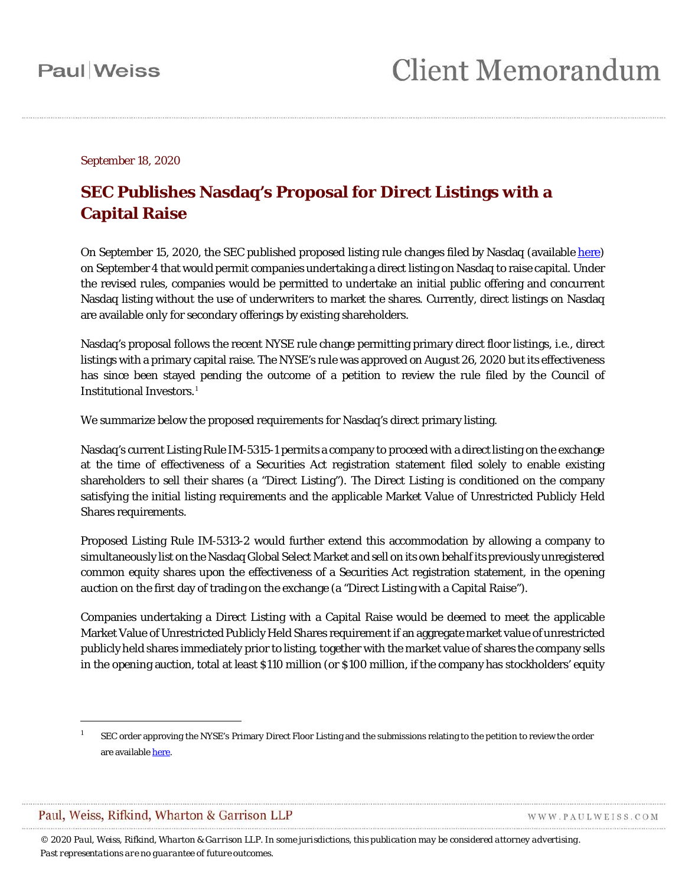September 18, 2020

# SEC Publishes Nasdaq's Proposal for Direct Listings with a Capital Raise

On September 15, 2020, the SEC published proposed listing rule changes filed by Nasdaq (available here) on September 4 that would permit companies undertaking a direct listing on Nasdaq to raise capital. Under the revised rules, companies would be permitted to undertake an initial public offering and concurrent Nasdaq listing without the use of underwriters to market the shares. Currently, direct listings on Nasdaq are available only for secondary offerings by existing shareholders.

Nasdaq's proposal follows the recent NYSE rule change permitting primary direct floor listings, i.e., direct listings with a primary capital raise. The NYSE's rule was approved on August 26, 2020 but its effectiveness has since been stayed pending the outcome of a petition to review the rule filed by the Council of Institutional Investors.[1]

We summarize below the proposed requirements for Nasdaq's direct primary listing.

Nasdaq's current Listing Rule IM-5315-1 permits a company to proceed with a direct listing on the exchange at the time of effectiveness of a Securities Act registration statement filed solely to enable existing shareholders to sell their shares (a "Direct Listing"). The Direct Listing is conditioned on the company satisfying the initial listing requirements and the applicable Market Value of Unrestricted Publicly Held Shares requirements.

Proposed Listing Rule IM-5313-2 would further extend this accommodation by allowing a company to simultaneously list on the Nasdaq Global Select Market and sell on its own behalf its previously unregistered common equity shares upon the effectiveness of a Securities Act registration statement, in the opening auction on the first day of trading on the exchange (a "Direct Listing with a Capital Raise").

Companies undertaking a Direct Listing with a Capital Raise would be deemed to meet the applicable Market Value of Unrestricted Publicly Held Shares requirement if an aggregate market value of unrestricted publicly held shares immediately prior to listing, together with the market value of shares the company sells in the opening auction, total at least $110 million (or $100 million, if the company has stockholders' equity

---

[1] SEC order approving the NYSE's Primary Direct Floor Listing and the submissions relating to the petition to review the order are available here.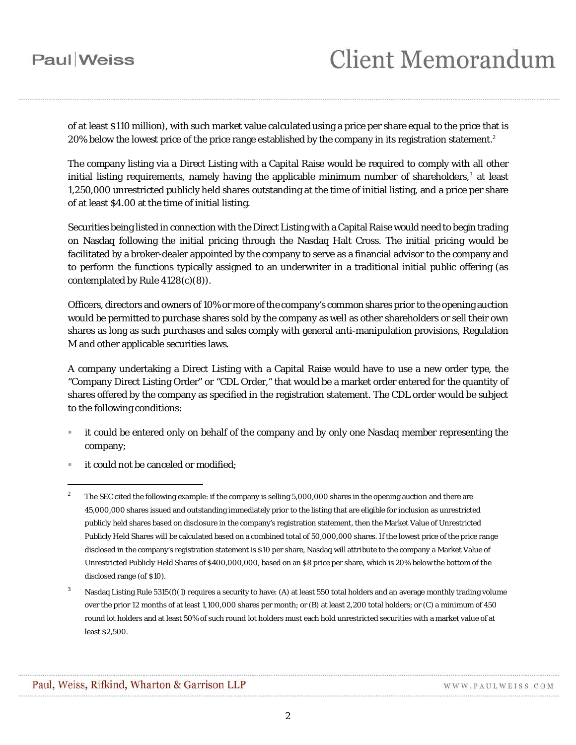of at least $110 million), with such market value calculated using a price per share equal to the price that is 20% below the lowest price of the price range established by the company in its registration statement.[2]

The company listing via a Direct Listing with a Capital Raise would be required to comply with all other initial listing requirements, namely having the applicable minimum number of shareholders,[3] at least 1,250,000 unrestricted publicly held shares outstanding at the time of initial listing, and a price per share of at least $4.00 at the time of initial listing.

Securities being listed in connection with the Direct Listing with a Capital Raise would need to begin trading on Nasdaq following the initial pricing through the Nasdaq Halt Cross. The initial pricing would be facilitated by a broker-dealer appointed by the company to serve as a financial advisor to the company and to perform the functions typically assigned to an underwriter in a traditional initial public offering (as contemplated by Rule 4128(c)(8)).

Officers, directors and owners of 10% or more of the company's common shares prior to the opening auction would be permitted to purchase shares sold by the company as well as other shareholders or sell their own shares as long as such purchases and sales comply with general anti-manipulation provisions, Regulation M and other applicable securities laws.

A company undertaking a Direct Listing with a Capital Raise would have to use a new order type, the "Company Direct Listing Order" or "CDL Order," that would be a market order entered for the quantity of shares offered by the company as specified in the registration statement. The CDL order would be subject to the following conditions:

- it could be entered only on behalf of the company and by only one Nasdaq member representing the company;
- it could not be canceled or modified;

---

[2] The SEC cited the following example: if the company is selling 5,000,000 shares in the opening auction and there are 45,000,000 shares issued and outstanding immediately prior to the listing that are eligible for inclusion as unrestricted publicly held shares based on disclosure in the company's registration statement, then the Market Value of Unrestricted Publicly Held Shares will be calculated based on a combined total of 50,000,000 shares. If the lowest price of the price range disclosed in the company's registration statement is $10 per share, Nasdaq will attribute to the company a Market Value of Unrestricted Publicly Held Shares of $400,000,000, based on an $8 price per share, which is 20% below the bottom of the disclosed range (of $10).

[3] Nasdaq Listing Rule 5315(f)(1) requires a security to have: (A) at least 550 total holders and an average monthly trading volume over the prior 12 months of at least 1,100,000 shares per month; or (B) at least 2,200 total holders; or (C) a minimum of 450 round lot holders and at least 50% of such round lot holders must each hold unrestricted securities with a market value of at least $2,500.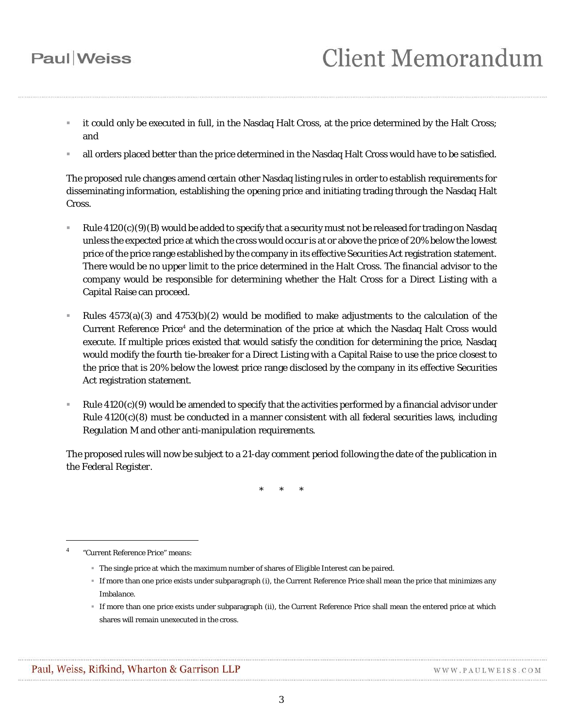- it could only be executed in full, in the Nasdaq Halt Cross, at the price determined by the Halt Cross; and
- all orders placed better than the price determined in the Nasdaq Halt Cross would have to be satisfied.

The proposed rule changes amend certain other Nasdaq listing rules in order to establish requirements for disseminating information, establishing the opening price and initiating trading through the Nasdaq Halt Cross.

- Rule 4120(c)(9)(B) would be added to specify that a security must not be released for trading on Nasdaq unless the expected price at which the cross would occur is at or above the price of 20% below the lowest price of the price range established by the company in its effective Securities Act registration statement. There would be no upper limit to the price determined in the Halt Cross. The financial advisor to the company would be responsible for determining whether the Halt Cross for a Direct Listing with a Capital Raise can proceed.

- Rules 4573(a)(3) and 4753(b)(2) would be modified to make adjustments to the calculation of the Current Reference Price[4] and the determination of the price at which the Nasdaq Halt Cross would execute. If multiple prices existed that would satisfy the condition for determining the price, Nasdaq would modify the fourth tie-breaker for a Direct Listing with a Capital Raise to use the price closest to the price that is 20% below the lowest price range disclosed by the company in its effective Securities Act registration statement.

- Rule 4120(c)(9) would be amended to specify that the activities performed by a financial advisor under Rule 4120(c)(8) must be conducted in a manner consistent with all federal securities laws, including Regulation M and other anti-manipulation requirements.

The proposed rules will now be subject to a 21-day comment period following the date of the publication in the Federal Register.

\* \* \*

---

[4] "Current Reference Price" means:

- The single price at which the maximum number of shares of Eligible Interest can be paired.
- If more than one price exists under subparagraph (i), the Current Reference Price shall mean the price that minimizes any Imbalance.
- If more than one price exists under subparagraph (ii), the Current Reference Price shall mean the entered price at which shares will remain unexecuted in the cross.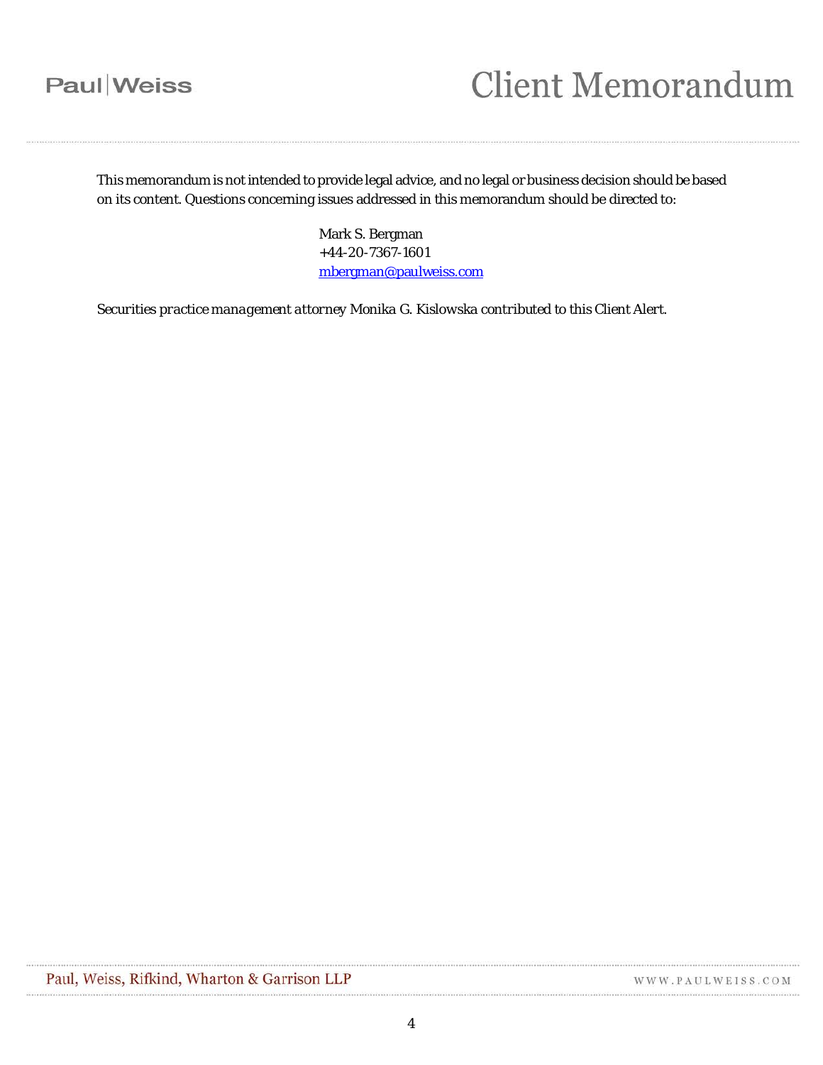This memorandum is not intended to provide legal advice, and no legal or business decision should be based on its content. Questions concerning issues addressed in this memorandum should be directed to:

Mark S. Bergman
+44-20-7367-1601
[mbergman@paulweiss.com](mailto:mbergman@paulweiss.com)

*Securities practice management attorney Monika G. Kislowska contributed to this Client Alert.*